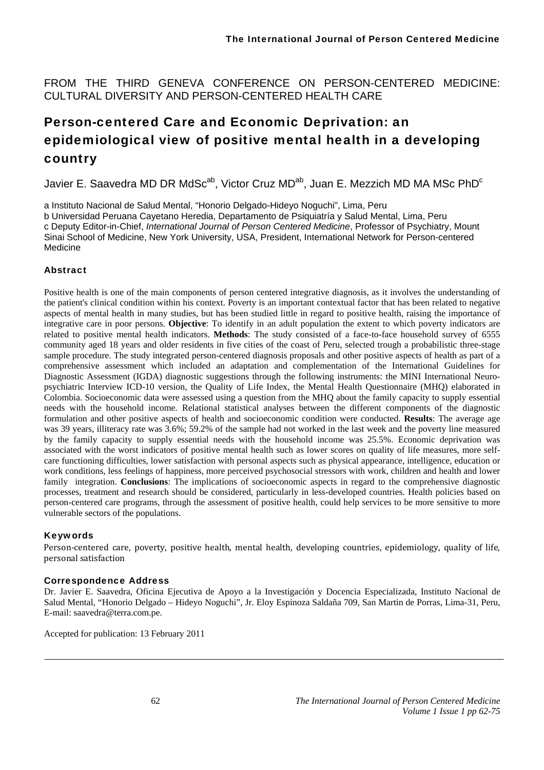FROM THE THIRD GENEVA CONFERENCE ON PERSON-CENTERED MEDICINE: CULTURAL DIVERSITY AND PERSON-CENTERED HEALTH CARE

# Person-centered Care and Economic Deprivation: an epidemiological view of positive mental health in a developing country

Javier E. Saavedra MD DR MdSc[ab], Victor Cruz MD[ab], Juan E. Mezzich MD MA MSc PhD[c]

a Instituto Nacional de Salud Mental, "Honorio Delgado-Hideyo Noguchi", Lima, Peru
b Universidad Peruana Cayetano Heredia, Departamento de Psiquiatría y Salud Mental, Lima, Peru
c Deputy Editor-in-Chief, *International Journal of Person Centered Medicine*, Professor of Psychiatry, Mount Sinai School of Medicine, New York University, USA, President, International Network for Person-centered Medicine

## Abstract

Positive health is one of the main components of person centered integrative diagnosis, as it involves the understanding of the patient's clinical condition within his context. Poverty is an important contextual factor that has been related to negative aspects of mental health in many studies, but has been studied little in regard to positive health, raising the importance of integrative care in poor persons. **Objective**: To identify in an adult population the extent to which poverty indicators are related to positive mental health indicators. **Methods**: The study consisted of a face-to-face household survey of 6555 community aged 18 years and older residents in five cities of the coast of Peru, selected trough a probabilistic three-stage sample procedure. The study integrated person-centered diagnosis proposals and other positive aspects of health as part of a comprehensive assessment which included an adaptation and complementation of the International Guidelines for Diagnostic Assessment (IGDA) diagnostic suggestions through the following instruments: the MINI International Neuro-psychiatric Interview ICD-10 version, the Quality of Life Index, the Mental Health Questionnaire (MHQ) elaborated in Colombia. Socioeconomic data were assessed using a question from the MHQ about the family capacity to supply essential needs with the household income. Relational statistical analyses between the different components of the diagnostic formulation and other positive aspects of health and socioeconomic condition were conducted. **Results**: The average age was 39 years, illiteracy rate was 3.6%; 59.2% of the sample had not worked in the last week and the poverty line measured by the family capacity to supply essential needs with the household income was 25.5%. Economic deprivation was associated with the worst indicators of positive mental health such as lower scores on quality of life measures, more self-care functioning difficulties, lower satisfaction with personal aspects such as physical appearance, intelligence, education or work conditions, less feelings of happiness, more perceived psychosocial stressors with work, children and health and lower family integration. **Conclusions**: The implications of socioeconomic aspects in regard to the comprehensive diagnostic processes, treatment and research should be considered, particularly in less-developed countries. Health policies based on person-centered care programs, through the assessment of positive health, could help services to be more sensitive to more vulnerable sectors of the populations.

## Keywords

Person-centered care, poverty, positive health, mental health, developing countries, epidemiology, quality of life, personal satisfaction

## Correspondence Address

Dr. Javier E. Saavedra, Oficina Ejecutiva de Apoyo a la Investigación y Docencia Especializada, Instituto Nacional de Salud Mental, "Honorio Delgado – Hideyo Noguchi", Jr. Eloy Espinoza Saldaña 709, San Martin de Porras, Lima-31, Peru, E-mail: saavedra@terra.com.pe.

Accepted for publication: 13 February 2011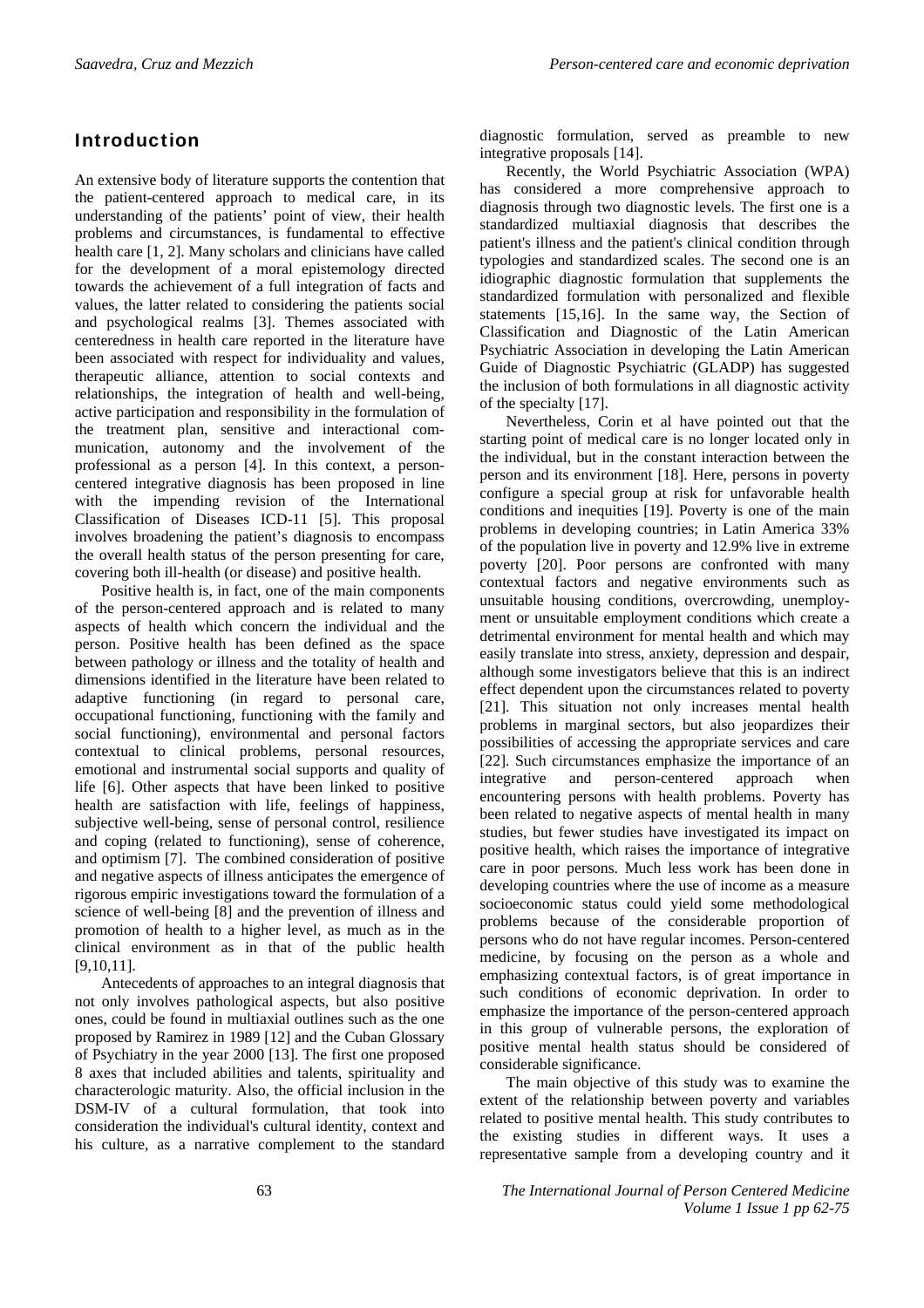## Introduction

An extensive body of literature supports the contention that the patient-centered approach to medical care, in its understanding of the patients' point of view, their health problems and circumstances, is fundamental to effective health care [1, 2]. Many scholars and clinicians have called for the development of a moral epistemology directed towards the achievement of a full integration of facts and values, the latter related to considering the patients social and psychological realms [3]. Themes associated with centeredness in health care reported in the literature have been associated with respect for individuality and values, therapeutic alliance, attention to social contexts and relationships, the integration of health and well-being, active participation and responsibility in the formulation of the treatment plan, sensitive and interactional communication, autonomy and the involvement of the professional as a person [4]. In this context, a person-centered integrative diagnosis has been proposed in line with the impending revision of the International Classification of Diseases ICD-11 [5]. This proposal involves broadening the patient's diagnosis to encompass the overall health status of the person presenting for care, covering both ill-health (or disease) and positive health.

Positive health is, in fact, one of the main components of the person-centered approach and is related to many aspects of health which concern the individual and the person. Positive health has been defined as the space between pathology or illness and the totality of health and dimensions identified in the literature have been related to adaptive functioning (in regard to personal care, occupational functioning, functioning with the family and social functioning), environmental and personal factors contextual to clinical problems, personal resources, emotional and instrumental social supports and quality of life [6]. Other aspects that have been linked to positive health are satisfaction with life, feelings of happiness, subjective well-being, sense of personal control, resilience and coping (related to functioning), sense of coherence, and optimism [7]. The combined consideration of positive and negative aspects of illness anticipates the emergence of rigorous empiric investigations toward the formulation of a science of well-being [8] and the prevention of illness and promotion of health to a higher level, as much as in the clinical environment as in that of the public health [9,10,11].

Antecedents of approaches to an integral diagnosis that not only involves pathological aspects, but also positive ones, could be found in multiaxial outlines such as the one proposed by Ramirez in 1989 [12] and the Cuban Glossary of Psychiatry in the year 2000 [13]. The first one proposed 8 axes that included abilities and talents, spirituality and characterologic maturity. Also, the official inclusion in the DSM-IV of a cultural formulation, that took into consideration the individual's cultural identity, context and his culture, as a narrative complement to the standard diagnostic formulation, served as preamble to new integrative proposals [14].

Recently, the World Psychiatric Association (WPA) has considered a more comprehensive approach to diagnosis through two diagnostic levels. The first one is a standardized multiaxial diagnosis that describes the patient's illness and the patient's clinical condition through typologies and standardized scales. The second one is an idiographic diagnostic formulation that supplements the standardized formulation with personalized and flexible statements [15,16]. In the same way, the Section of Classification and Diagnostic of the Latin American Psychiatric Association in developing the Latin American Guide of Diagnostic Psychiatric (GLADP) has suggested the inclusion of both formulations in all diagnostic activity of the specialty [17].

Nevertheless, Corin et al have pointed out that the starting point of medical care is no longer located only in the individual, but in the constant interaction between the person and its environment [18]. Here, persons in poverty configure a special group at risk for unfavorable health conditions and inequities [19]. Poverty is one of the main problems in developing countries; in Latin America 33% of the population live in poverty and 12.9% live in extreme poverty [20]. Poor persons are confronted with many contextual factors and negative environments such as unsuitable housing conditions, overcrowding, unemployment or unsuitable employment conditions which create a detrimental environment for mental health and which may easily translate into stress, anxiety, depression and despair, although some investigators believe that this is an indirect effect dependent upon the circumstances related to poverty [21]. This situation not only increases mental health problems in marginal sectors, but also jeopardizes their possibilities of accessing the appropriate services and care [22]. Such circumstances emphasize the importance of an integrative and person-centered approach when encountering persons with health problems. Poverty has been related to negative aspects of mental health in many studies, but fewer studies have investigated its impact on positive health, which raises the importance of integrative care in poor persons. Much less work has been done in developing countries where the use of income as a measure socioeconomic status could yield some methodological problems because of the considerable proportion of persons who do not have regular incomes. Person-centered medicine, by focusing on the person as a whole and emphasizing contextual factors, is of great importance in such conditions of economic deprivation. In order to emphasize the importance of the person-centered approach in this group of vulnerable persons, the exploration of positive mental health status should be considered of considerable significance.

The main objective of this study was to examine the extent of the relationship between poverty and variables related to positive mental health. This study contributes to the existing studies in different ways. It uses a representative sample from a developing country and it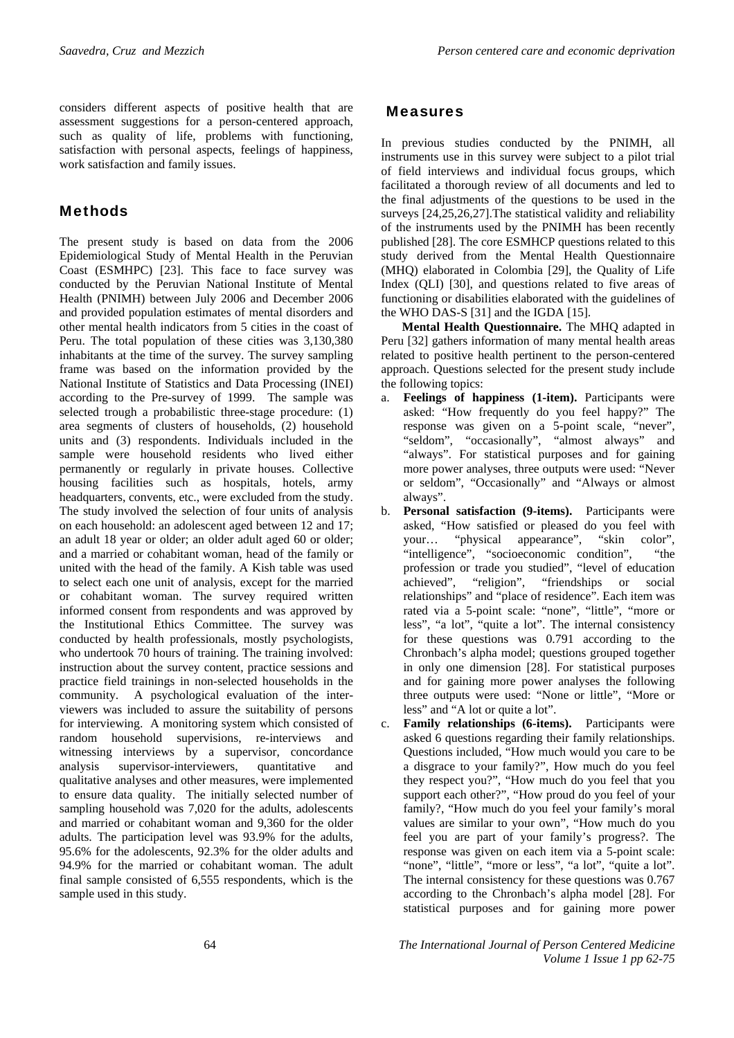considers different aspects of positive health that are assessment suggestions for a person-centered approach, such as quality of life, problems with functioning, satisfaction with personal aspects, feelings of happiness, work satisfaction and family issues.

## Methods

The present study is based on data from the 2006 Epidemiological Study of Mental Health in the Peruvian Coast (ESMHPC) [23]. This face to face survey was conducted by the Peruvian National Institute of Mental Health (PNIMH) between July 2006 and December 2006 and provided population estimates of mental disorders and other mental health indicators from 5 cities in the coast of Peru. The total population of these cities was 3,130,380 inhabitants at the time of the survey. The survey sampling frame was based on the information provided by the National Institute of Statistics and Data Processing (INEI) according to the Pre-survey of 1999. The sample was selected trough a probabilistic three-stage procedure: (1) area segments of clusters of households, (2) household units and (3) respondents. Individuals included in the sample were household residents who lived either permanently or regularly in private houses. Collective housing facilities such as hospitals, hotels, army headquarters, convents, etc., were excluded from the study. The study involved the selection of four units of analysis on each household: an adolescent aged between 12 and 17; an adult 18 year or older; an older adult aged 60 or older; and a married or cohabitant woman, head of the family or united with the head of the family. A Kish table was used to select each one unit of analysis, except for the married or cohabitant woman. The survey required written informed consent from respondents and was approved by the Institutional Ethics Committee. The survey was conducted by health professionals, mostly psychologists, who undertook 70 hours of training. The training involved: instruction about the survey content, practice sessions and practice field trainings in non-selected households in the community. A psychological evaluation of the inter-viewers was included to assure the suitability of persons for interviewing. A monitoring system which consisted of random household supervisions, re-interviews and witnessing interviews by a supervisor, concordance analysis supervisor-interviewers, quantitative and qualitative analyses and other measures, were implemented to ensure data quality. The initially selected number of sampling household was 7,020 for the adults, adolescents and married or cohabitant woman and 9,360 for the older adults. The participation level was 93.9% for the adults, 95.6% for the adolescents, 92.3% for the older adults and 94.9% for the married or cohabitant woman. The adult final sample consisted of 6,555 respondents, which is the sample used in this study.

## Measures

In previous studies conducted by the PNIMH, all instruments use in this survey were subject to a pilot trial of field interviews and individual focus groups, which facilitated a thorough review of all documents and led to the final adjustments of the questions to be used in the surveys [24,25,26,27].The statistical validity and reliability of the instruments used by the PNIMH has been recently published [28]. The core ESMHCP questions related to this study derived from the Mental Health Questionnaire (MHQ) elaborated in Colombia [29], the Quality of Life Index (QLI) [30], and questions related to five areas of functioning or disabilities elaborated with the guidelines of the WHO DAS-S [31] and the IGDA [15].

**Mental Health Questionnaire.** The MHQ adapted in Peru [32] gathers information of many mental health areas related to positive health pertinent to the person-centered approach. Questions selected for the present study include the following topics:

a. **Feelings of happiness (1-item).** Participants were asked: "How frequently do you feel happy?" The response was given on a 5-point scale, "never", "seldom", "occasionally", "almost always" and "always". For statistical purposes and for gaining more power analyses, three outputs were used: "Never or seldom", "Occasionally" and "Always or almost always".
b. **Personal satisfaction (9-items).** Participants were asked, "How satisfied or pleased do you feel with your… "physical appearance", "skin color", "intelligence", "socioeconomic condition", "the profession or trade you studied", "level of education achieved", "religion", "friendships or social relationships" and "place of residence". Each item was rated via a 5-point scale: "none", "little", "more or less", "a lot", "quite a lot". The internal consistency for these questions was 0.791 according to the Chronbach's alpha model; questions grouped together in only one dimension [28]. For statistical purposes and for gaining more power analyses the following three outputs were used: "None or little", "More or less" and "A lot or quite a lot".
c. **Family relationships (6-items).** Participants were asked 6 questions regarding their family relationships. Questions included, "How much would you care to be a disgrace to your family?", How much do you feel they respect you?", "How much do you feel that you support each other?", "How proud do you feel of your family?, "How much do you feel your family's moral values are similar to your own", "How much do you feel you are part of your family's progress?. The response was given on each item via a 5-point scale: "none", "little", "more or less", "a lot", "quite a lot". The internal consistency for these questions was 0.767 according to the Chronbach's alpha model [28]. For statistical purposes and for gaining more power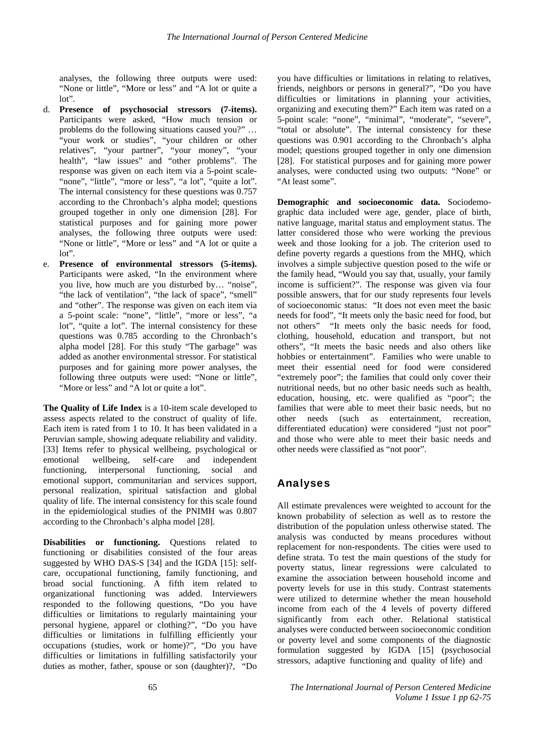analyses, the following three outputs were used: "None or little", "More or less" and "A lot or quite a lot".

d. **Presence of psychosocial stressors (7-items).** Participants were asked, "How much tension or problems do the following situations caused you?" … "your work or studies", "your children or other relatives", "your partner", "your money", "your health", "law issues" and "other problems". The response was given on each item via a 5-point scale- "none", "little", "more or less", "a lot", "quite a lot". The internal consistency for these questions was 0.757 according to the Chronbach's alpha model; questions grouped together in only one dimension [28]. For statistical purposes and for gaining more power analyses, the following three outputs were used: "None or little", "More or less" and "A lot or quite a lot".

e. **Presence of environmental stressors (5-items).** Participants were asked, "In the environment where you live, how much are you disturbed by… "noise", "the lack of ventilation", "the lack of space", "smell" and "other". The response was given on each item via a 5-point scale: "none", "little", "more or less", "a lot", "quite a lot". The internal consistency for these questions was 0.785 according to the Chronbach's alpha model [28]. For this study "The garbage" was added as another environmental stressor. For statistical purposes and for gaining more power analyses, the following three outputs were used: "None or little", "More or less" and "A lot or quite a lot".

**The Quality of Life Index** is a 10-item scale developed to assess aspects related to the construct of quality of life. Each item is rated from 1 to 10. It has been validated in a Peruvian sample, showing adequate reliability and validity. [33] Items refer to physical wellbeing, psychological or emotional wellbeing, self-care and independent functioning, interpersonal functioning, social and emotional support, communitarian and services support, personal realization, spiritual satisfaction and global quality of life. The internal consistency for this scale found in the epidemiological studies of the PNIMH was 0.807 according to the Chronbach's alpha model [28].

**Disabilities or functioning.** Questions related to functioning or disabilities consisted of the four areas suggested by WHO DAS-S [34] and the IGDA [15]: self-care, occupational functioning, family functioning, and broad social functioning. A fifth item related to organizational functioning was added. Interviewers responded to the following questions, "Do you have difficulties or limitations to regularly maintaining your personal hygiene, apparel or clothing?", "Do you have difficulties or limitations in fulfilling efficiently your occupations (studies, work or home)?", "Do you have difficulties or limitations in fulfilling satisfactorily your duties as mother, father, spouse or son (daughter)?, "Do you have difficulties or limitations in relating to relatives, friends, neighbors or persons in general?", "Do you have difficulties or limitations in planning your activities, organizing and executing them?" Each item was rated on a 5-point scale: "none", "minimal", "moderate", "severe", "total or absolute". The internal consistency for these questions was 0.901 according to the Chronbach's alpha model; questions grouped together in only one dimension [28]. For statistical purposes and for gaining more power analyses, were conducted using two outputs: "None" or "At least some".

**Demographic and socioeconomic data.** Sociodemographic data included were age, gender, place of birth, native language, marital status and employment status. The latter considered those who were working the previous week and those looking for a job. The criterion used to define poverty regards a questions from the MHQ, which involves a simple subjective question posed to the wife or the family head, "Would you say that, usually, your family income is sufficient?". The response was given via four possible answers, that for our study represents four levels of socioeconomic status: "It does not even meet the basic needs for food", "It meets only the basic need for food, but not others" "It meets only the basic needs for food, clothing, household, education and transport, but not others", "It meets the basic needs and also others like hobbies or entertainment". Families who were unable to meet their essential need for food were considered "extremely poor"; the families that could only cover their nutritional needs, but no other basic needs such as health, education, housing, etc. were qualified as "poor"; the families that were able to meet their basic needs, but no other needs (such as entertainment, recreation, differentiated education) were considered "just not poor" and those who were able to meet their basic needs and other needs were classified as "not poor".

## Analyses

All estimate prevalences were weighted to account for the known probability of selection as well as to restore the distribution of the population unless otherwise stated. The analysis was conducted by means procedures without replacement for non-respondents. The cities were used to define strata. To test the main questions of the study for poverty status, linear regressions were calculated to examine the association between household income and poverty levels for use in this study. Contrast statements were utilized to determine whether the mean household income from each of the 4 levels of poverty differed significantly from each other. Relational statistical analyses were conducted between socioeconomic condition or poverty level and some components of the diagnostic formulation suggested by IGDA [15] (psychosocial stressors, adaptive functioning and quality of life) and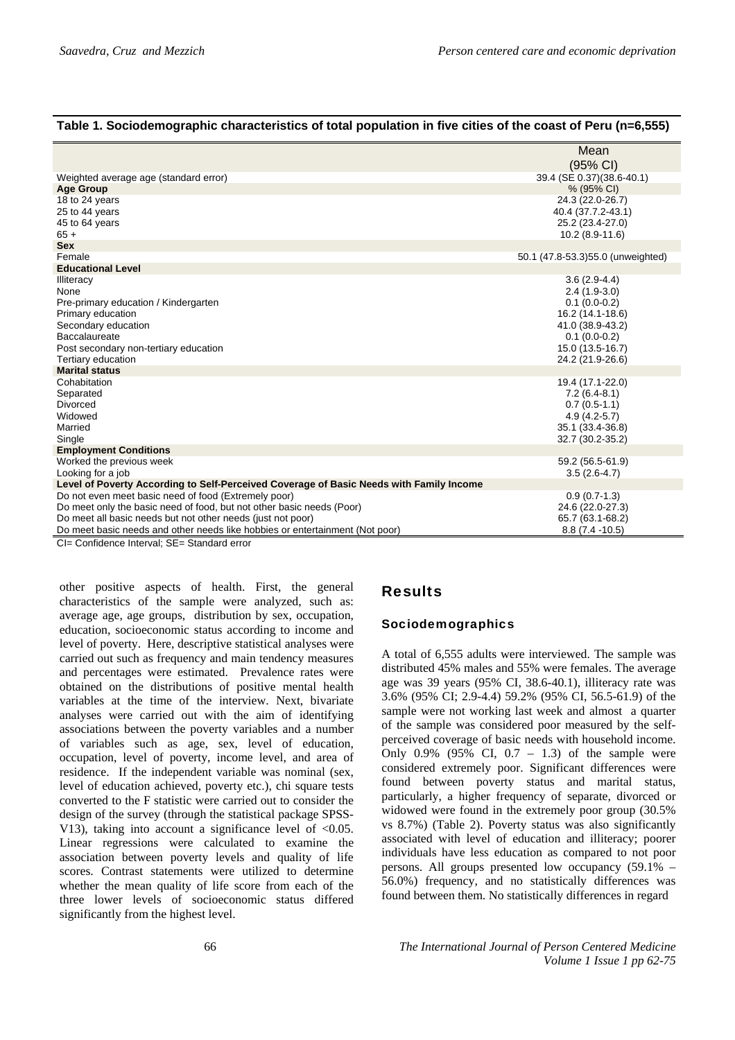**Table 1. Sociodemographic characteristics of total population in five cities of the coast of Peru (n=6,555)**

| | Mean (95% CI) |
|---|---|
| Weighted average age (standard error) | 39.4 (SE 0.37)(38.6-40.1) |
| **Age Group** | % (95% CI) |
| 18 to 24 years | 24.3 (22.0-26.7) |
| 25 to 44 years | 40.4 (37.7.2-43.1) |
| 45 to 64 years | 25.2 (23.4-27.0) |
| 65 + | 10.2 (8.9-11.6) |
| **Sex** | |
| Female | 50.1 (47.8-53.3)55.0 (unweighted) |
| **Educational Level** | |
| Illiteracy | 3.6 (2.9-4.4) |
| None | 2.4 (1.9-3.0) |
| Pre-primary education / Kindergarten | 0.1 (0.0-0.2) |
| Primary education | 16.2 (14.1-18.6) |
| Secondary education | 41.0 (38.9-43.2) |
| Baccalaureate | 0.1 (0.0-0.2) |
| Post secondary non-tertiary education | 15.0 (13.5-16.7) |
| Tertiary education | 24.2 (21.9-26.6) |
| **Marital status** | |
| Cohabitation | 19.4 (17.1-22.0) |
| Separated | 7.2 (6.4-8.1) |
| Divorced | 0.7 (0.5-1.1) |
| Widowed | 4.9 (4.2-5.7) |
| Married | 35.1 (33.4-36.8) |
| Single | 32.7 (30.2-35.2) |
| **Employment Conditions** | |
| Worked the previous week | 59.2 (56.5-61.9) |
| Looking for a job | 3.5 (2.6-4.7) |
| **Level of Poverty According to Self-Perceived Coverage of Basic Needs with Family Income** | |
| Do not even meet basic need of food (Extremely poor) | 0.9 (0.7-1.3) |
| Do meet only the basic need of food, but not other basic needs (Poor) | 24.6 (22.0-27.3) |
| Do meet all basic needs but not other needs (just not poor) | 65.7 (63.1-68.2) |
| Do meet basic needs and other needs like hobbies or entertainment (Not poor) | 8.8 (7.4 -10.5) |

CI= Confidence Interval; SE= Standard error

other positive aspects of health. First, the general characteristics of the sample were analyzed, such as: average age, age groups, distribution by sex, occupation, education, socioeconomic status according to income and level of poverty. Here, descriptive statistical analyses were carried out such as frequency and main tendency measures and percentages were estimated. Prevalence rates were obtained on the distributions of positive mental health variables at the time of the interview. Next, bivariate analyses were carried out with the aim of identifying associations between the poverty variables and a number of variables such as age, sex, level of education, occupation, level of poverty, income level, and area of residence. If the independent variable was nominal (sex, level of education achieved, poverty etc.), chi square tests converted to the F statistic were carried out to consider the design of the survey (through the statistical package SPSS-V13), taking into account a significance level of $<0.05$. Linear regressions were calculated to examine the association between poverty levels and quality of life scores. Contrast statements were utilized to determine whether the mean quality of life score from each of the three lower levels of socioeconomic status differed significantly from the highest level.

## Results

### Sociodemographics

A total of 6,555 adults were interviewed. The sample was distributed 45% males and 55% were females. The average age was 39 years (95% CI, 38.6-40.1), illiteracy rate was 3.6% (95% CI; 2.9-4.4) 59.2% (95% CI, 56.5-61.9) of the sample were not working last week and almost a quarter of the sample was considered poor measured by the self-perceived coverage of basic needs with household income. Only 0.9% (95% CI, 0.7 – 1.3) of the sample were considered extremely poor. Significant differences were found between poverty status and marital status, particularly, a higher frequency of separate, divorced or widowed were found in the extremely poor group (30.5% vs 8.7%) (Table 2). Poverty status was also significantly associated with level of education and illiteracy; poorer individuals have less education as compared to not poor persons. All groups presented low occupancy (59.1% – 56.0%) frequency, and no statistically differences was found between them. No statistically differences in regard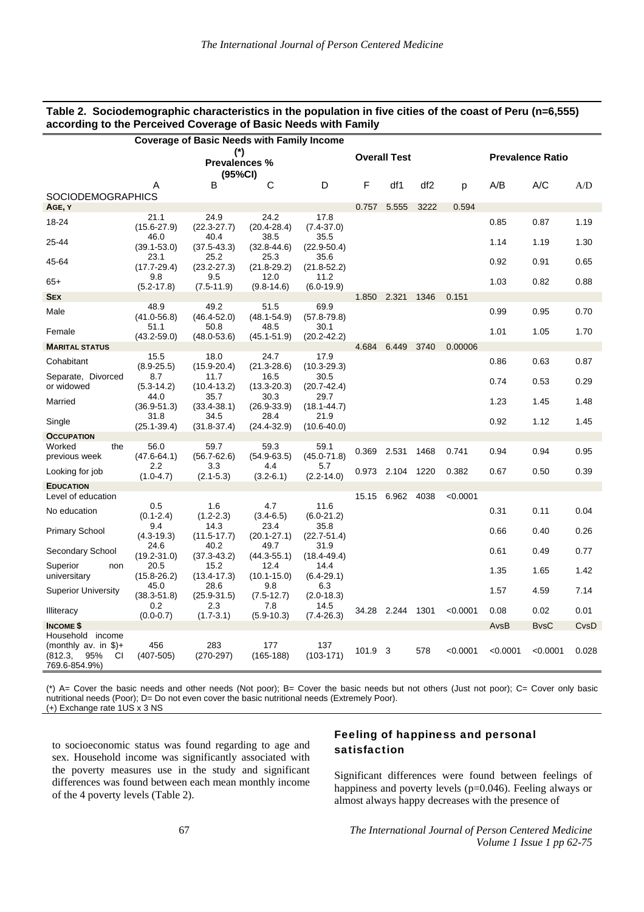**Table 2. Sociodemographic characteristics in the population in five cities of the coast of Peru (n=6,555) according to the Perceived Coverage of Basic Needs with Family**

| | Coverage of Basic Needs with Family Income (*) Prevalences % (95%CI) | | | | Overall Test | | | | Prevalence Ratio | | |
|---|---|---|---|---|---|---|---|---|---|---|---|
| | A | B | C | D | F | df1 | df2 | p | A/B | A/C | A/D |
| SOCIODEMOGRAPHICS | | | | | | | | | | | |
| **AGE, Y** | | | | | 0.757 | 5.555 | 3222 | 0.594 | | | |
| 18-24 | 21.1 (15.6-27.9) | 24.9 (22.3-27.7) | 24.2 (20.4-28.4) | 17.8 (7.4-37.0) | | | | | 0.85 | 0.87 | 1.19 |
| 25-44 | 46.0 (39.1-53.0) | 40.4 (37.5-43.3) | 38.5 (32.8-44.6) | 35.5 (22.9-50.4) | | | | | 1.14 | 1.19 | 1.30 |
| 45-64 | 23.1 (17.7-29.4) | 25.2 (23.2-27.3) | 25.3 (21.8-29.2) | 35.6 (21.8-52.2) | | | | | 0.92 | 0.91 | 0.65 |
| 65+ | 9.8 (5.2-17.8) | 9.5 (7.5-11.9) | 12.0 (9.8-14.6) | 11.2 (6.0-19.9) | | | | | 1.03 | 0.82 | 0.88 |
| **SEX** | | | | | 1.850 | 2.321 | 1346 | 0.151 | | | |
| Male | 48.9 (41.0-56.8) | 49.2 (46.4-52.0) | 51.5 (48.1-54.9) | 69.9 (57.8-79.8) | | | | | 0.99 | 0.95 | 0.70 |
| Female | 51.1 (43.2-59.0) | 50.8 (48.0-53.6) | 48.5 (45.1-51.9) | 30.1 (20.2-42.2) | | | | | 1.01 | 1.05 | 1.70 |
| **MARITAL STATUS** | | | | | 4.684 | 6.449 | 3740 | 0.00006 | | | |
| Cohabitant | 15.5 (8.9-25.5) | 18.0 (15.9-20.4) | 24.7 (21.3-28.6) | 17.9 (10.3-29.3) | | | | | 0.86 | 0.63 | 0.87 |
| Separate, Divorced or widowed | 8.7 (5.3-14.2) | 11.7 (10.4-13.2) | 16.5 (13.3-20.3) | 30.5 (20.7-42.4) | | | | | 0.74 | 0.53 | 0.29 |
| Married | 44.0 (36.9-51.3) | 35.7 (33.4-38.1) | 30.3 (26.9-33.9) | 29.7 (18.1-44.7) | | | | | 1.23 | 1.45 | 1.48 |
| Single | 31.8 (25.1-39.4) | 34.5 (31.8-37.4) | 28.4 (24.4-32.9) | 21.9 (10.6-40.0) | | | | | 0.92 | 1.12 | 1.45 |
| **OCCUPATION** | | | | | | | | | | | |
| Worked the previous week | 56.0 (47.6-64.1) | 59.7 (56.7-62.6) | 59.3 (54.9-63.5) | 59.1 (45.0-71.8) | 0.369 | 2.531 | 1468 | 0.741 | 0.94 | 0.94 | 0.95 |
| Looking for job | 2.2 (1.0-4.7) | 3.3 (2.1-5.3) | 4.4 (3.2-6.1) | 5.7 (2.2-14.0) | 0.973 | 2.104 | 1220 | 0.382 | 0.67 | 0.50 | 0.39 |
| **EDUCATION** | | | | | | | | | | | |
| Level of education | | | | | 15.15 | 6.962 | 4038 | <0.0001 | | | |
| No education | 0.5 (0.1-2.4) | 1.6 (1.2-2.3) | 4.7 (3.4-6.5) | 11.6 (6.0-21.2) | | | | | 0.31 | 0.11 | 0.04 |
| Primary School | 9.4 (4.3-19.3) | 14.3 (11.5-17.7) | 23.4 (20.1-27.1) | 35.8 (22.7-51.4) | | | | | 0.66 | 0.40 | 0.26 |
| Secondary School | 24.6 (19.2-31.0) | 40.2 (37.3-43.2) | 49.7 (44.3-55.1) | 31.9 (18.4-49.4) | | | | | 0.61 | 0.49 | 0.77 |
| Superior non universitary | 20.5 (15.8-26.2) | 15.2 (13.4-17.3) | 12.4 (10.1-15.0) | 14.4 (6.4-29.1) | | | | | 1.35 | 1.65 | 1.42 |
| Superior University | 45.0 (38.3-51.8) | 28.6 (25.9-31.5) | 9.8 (7.5-12.7) | 6.3 (2.0-18.3) | | | | | 1.57 | 4.59 | 7.14 |
| Illiteracy | 0.2 (0.0-0.7) | 2.3 (1.7-3.1) | 7.8 (5.9-10.3) | 14.5 (7.4-26.3) | 34.28 | 2.244 | 1301 | <0.0001 | 0.08 | 0.02 | 0.01 |
| **INCOME $** | | | | | | | | | AvsB | BvsC | CvsD |
| Household income (monthly av. in $)+ (812.3, 95% CI 769.6-854.9%) | 456 (407-505) | 283 (270-297) | 177 (165-188) | 137 (103-171) | 101.9 | 3 | 578 | <0.0001 | <0.0001 | <0.0001 | 0.028 |

(*) A= Cover the basic needs and other needs (Not poor); B= Cover the basic needs but not others (Just not poor); C= Cover only basic nutritional needs (Poor); D= Do not even cover the basic nutritional needs (Extremely Poor).
(+) Exchange rate 1US x 3 NS

to socioeconomic status was found regarding to age and sex. Household income was significantly associated with the poverty measures use in the study and significant differences was found between each mean monthly income of the 4 poverty levels (Table 2).

## Feeling of happiness and personal satisfaction

Significant differences were found between feelings of happiness and poverty levels (p=0.046). Feeling always or almost always happy decreases with the presence of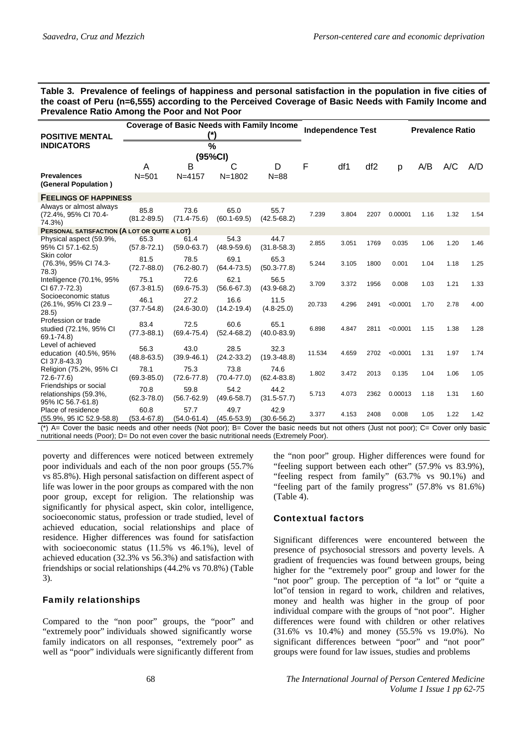**Table 3. Prevalence of feelings of happiness and personal satisfaction in the population in five cities of the coast of Peru (n=6,555) according to the Perceived Coverage of Basic Needs with Family Income and Prevalence Ratio Among the Poor and Not Poor**

| POSITIVE MENTAL INDICATORS | Coverage of Basic Needs with Family Income (*) % (95%CI) | | | | Independence Test | | | | Prevalence Ratio | | |
|---|---|---|---|---|---|---|---|---|---|---|---|
| **Prevalences (General Population)** | A N=501 | B N=4157 | C N=1802 | D N=88 | F | df1 | df2 | p | A/B | A/C | A/D |
| **FEELINGS OF HAPPINESS** | | | | | | | | | | | |
| Always or almost always (72.4%, 95% CI 70.4-74.3%) | 85.8 (81.2-89.5) | 73.6 (71.4-75.6) | 65.0 (60.1-69.5) | 55.7 (42.5-68.2) | 7.239 | 3.804 | 2207 | 0.00001 | 1.16 | 1.32 | 1.54 |
| **PERSONAL SATISFACTION (A LOT OR QUITE A LOT)** | | | | | | | | | | | |
| Physical aspect (59.9%, 95% CI 57.1-62.5) | 65.3 (57.8-72.1) | 61.4 (59.0-63.7) | 54.3 (48.9-59.6) | 44.7 (31.8-58.3) | 2.855 | 3.051 | 1769 | 0.035 | 1.06 | 1.20 | 1.46 |
| Skin color (76.3%, 95% CI 74.3-78.3) | 81.5 (72.7-88.0) | 78.5 (76.2-80.7) | 69.1 (64.4-73.5) | 65.3 (50.3-77.8) | 5.244 | 3.105 | 1800 | 0.001 | 1.04 | 1.18 | 1.25 |
| Intelligence (70.1%, 95% CI 67.7-72.3) | 75.1 (67.3-81.5) | 72.6 (69.6-75.3) | 62.1 (56.6-67.3) | 56.5 (43.9-68.2) | 3.709 | 3.372 | 1956 | 0.008 | 1.03 | 1.21 | 1.33 |
| Socioeconomic status (26.1%, 95% CI 23.9 – 28.5) | 46.1 (37.7-54.8) | 27.2 (24.6-30.0) | 16.6 (14.2-19.4) | 11.5 (4.8-25.0) | 20.733 | 4.296 | 2491 | <0.0001 | 1.70 | 2.78 | 4.00 |
| Profession or trade studied (72.1%, 95% CI 69.1-74.8) | 83.4 (77.3-88.1) | 72.5 (69.4-75.4) | 60.6 (52.4-68.2) | 65.1 (40.0-83.9) | 6.898 | 4.847 | 2811 | <0.0001 | 1.15 | 1.38 | 1.28 |
| Level of achieved education (40.5%, 95% CI 37.8-43.3) | 56.3 (48.8-63.5) | 43.0 (39.9-46.1) | 28.5 (24.2-33.2) | 32.3 (19.3-48.8) | 11.534 | 4.659 | 2702 | <0.0001 | 1.31 | 1.97 | 1.74 |
| Religion (75.2%, 95% CI 72.6-77.6) | 78.1 (69.3-85.0) | 75.3 (72.6-77.8) | 73.8 (70.4-77.0) | 74.6 (62.4-83.8) | 1.802 | 3.472 | 2013 | 0.135 | 1.04 | 1.06 | 1.05 |
| Friendships or social relationships (59.3%, 95% IC 56.7-61.8) | 70.8 (62.3-78.0) | 59.8 (56.7-62.9) | 54.2 (49.6-58.7) | 44.2 (31.5-57.7) | 5.713 | 4.073 | 2362 | 0.00013 | 1.18 | 1.31 | 1.60 |
| Place of residence (55.9%, 95 IC 52.9-58.8) | 60.8 (53.4-67.8) | 57.7 (54.0-61.4) | 49.7 (45.6-53.9) | 42.9 (30.6-56.2) | 3.377 | 4.153 | 2408 | 0.008 | 1.05 | 1.22 | 1.42 |

(*) A= Cover the basic needs and other needs (Not poor); B= Cover the basic needs but not others (Just not poor); C= Cover only basic nutritional needs (Poor); D= Do not even cover the basic nutritional needs (Extremely Poor).

poverty and differences were noticed between extremely poor individuals and each of the non poor groups (55.7% vs 85.8%). High personal satisfaction on different aspect of life was lower in the poor groups as compared with the non poor group, except for religion. The relationship was significantly for physical aspect, skin color, intelligence, socioeconomic status, profession or trade studied, level of achieved education, social relationships and place of residence. Higher differences was found for satisfaction with socioeconomic status (11.5% vs 46.1%), level of achieved education (32.3% vs 56.3%) and satisfaction with friendships or social relationships (44.2% vs 70.8%) (Table 3).

### Family relationships

Compared to the "non poor" groups, the "poor" and "extremely poor" individuals showed significantly worse family indicators on all responses, "extremely poor" as well as "poor" individuals were significantly different from the "non poor" group. Higher differences were found for "feeling support between each other" (57.9% vs 83.9%), "feeling respect from family" (63.7% vs 90.1%) and "feeling part of the family progress" (57.8% vs 81.6%) (Table 4).

### Contextual factors

Significant differences were encountered between the presence of psychosocial stressors and poverty levels. A gradient of frequencies was found between groups, being higher for the "extremely poor" group and lower for the "not poor" group. The perception of "a lot" or "quite a lot"of tension in regard to work, children and relatives, money and health was higher in the group of poor individual compare with the groups of "not poor". Higher differences were found with children or other relatives (31.6% vs 10.4%) and money (55.5% vs 19.0%). No significant differences between "poor" and "not poor" groups were found for law issues, studies and problems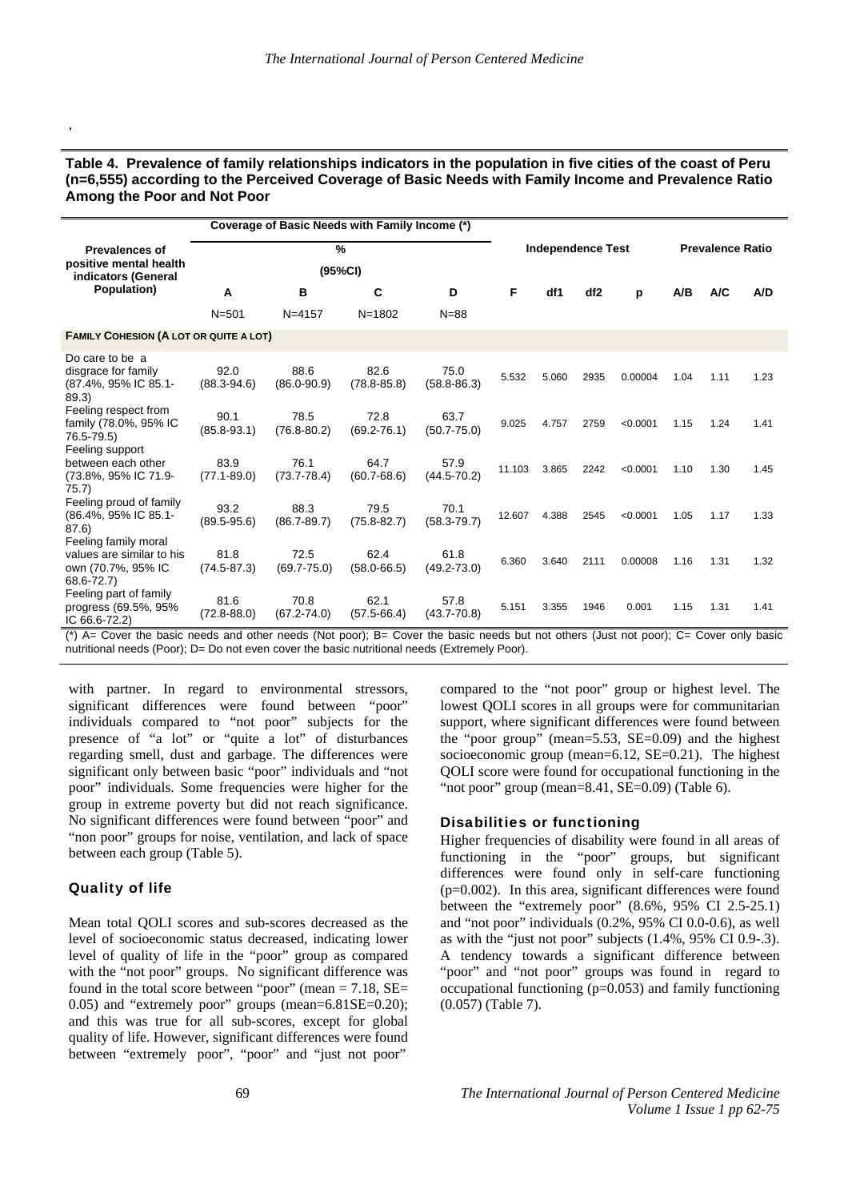**Table 4. Prevalence of family relationships indicators in the population in five cities of the coast of Peru (n=6,555) according to the Perceived Coverage of Basic Needs with Family Income and Prevalence Ratio Among the Poor and Not Poor**

| Prevalences of positive mental health indicators (General Population) | Coverage of Basic Needs with Family Income (*) % (95%CI) | | | | Independence Test | | | | Prevalence Ratio | | |
|---|---|---|---|---|---|---|---|---|---|---|---|
| | A | B | C | D | F | df1 | df2 | p | A/B | A/C | A/D |
| | N=501 | N=4157 | N=1802 | N=88 | | | | | | | |
| **FAMILY COHESION (A LOT OR QUITE A LOT)** | | | | | | | | | | | |
| Do care to be a disgrace for family (87.4%, 95% IC 85.1-89.3) | 92.0 (88.3-94.6) | 88.6 (86.0-90.9) | 82.6 (78.8-85.8) | 75.0 (58.8-86.3) | 5.532 | 5.060 | 2935 | 0.00004 | 1.04 | 1.11 | 1.23 |
| Feeling respect from family (78.0%, 95% IC 76.5-79.5) | 90.1 (85.8-93.1) | 78.5 (76.8-80.2) | 72.8 (69.2-76.1) | 63.7 (50.7-75.0) | 9.025 | 4.757 | 2759 | <0.0001 | 1.15 | 1.24 | 1.41 |
| Feeling support between each other (73.8%, 95% IC 71.9-75.7) | 83.9 (77.1-89.0) | 76.1 (73.7-78.4) | 64.7 (60.7-68.6) | 57.9 (44.5-70.2) | 11.103 | 3.865 | 2242 | <0.0001 | 1.10 | 1.30 | 1.45 |
| Feeling proud of family (86.4%, 95% IC 85.1-87.6) | 93.2 (89.5-95.6) | 88.3 (86.7-89.7) | 79.5 (75.8-82.7) | 70.1 (58.3-79.7) | 12.607 | 4.388 | 2545 | <0.0001 | 1.05 | 1.17 | 1.33 |
| Feeling family moral values are similar to his own (70.7%, 95% IC 68.6-72.7) | 81.8 (74.5-87.3) | 72.5 (69.7-75.0) | 62.4 (58.0-66.5) | 61.8 (49.2-73.0) | 6.360 | 3.640 | 2111 | 0.00008 | 1.16 | 1.31 | 1.32 |
| Feeling part of family progress (69.5%, 95% IC 66.6-72.2) | 81.6 (72.8-88.0) | 70.8 (67.2-74.0) | 62.1 (57.5-66.4) | 57.8 (43.7-70.8) | 5.151 | 3.355 | 1946 | 0.001 | 1.15 | 1.31 | 1.41 |

(*) A= Cover the basic needs and other needs (Not poor); B= Cover the basic needs but not others (Just not poor); C= Cover only basic nutritional needs (Poor); D= Do not even cover the basic nutritional needs (Extremely Poor).

with partner. In regard to environmental stressors, significant differences were found between "poor" individuals compared to "not poor" subjects for the presence of "a lot" or "quite a lot" of disturbances regarding smell, dust and garbage. The differences were significant only between basic "poor" individuals and "not poor" individuals. Some frequencies were higher for the group in extreme poverty but did not reach significance. No significant differences were found between "poor" and "non poor" groups for noise, ventilation, and lack of space between each group (Table 5).

## Quality of life

Mean total QOLI scores and sub-scores decreased as the level of socioeconomic status decreased, indicating lower level of quality of life in the "poor" group as compared with the "not poor" groups. No significant difference was found in the total score between "poor" (mean = 7.18, SE= 0.05) and "extremely poor" groups (mean=6.81SE=0.20); and this was true for all sub-scores, except for global quality of life. However, significant differences were found between "extremely poor", "poor" and "just not poor" compared to the "not poor" group or highest level. The lowest QOLI scores in all groups were for communitarian support, where significant differences were found between the "poor group" (mean=5.53, SE=0.09) and the highest socioeconomic group (mean=6.12, SE=0.21). The highest QOLI score were found for occupational functioning in the "not poor" group (mean=8.41, SE=0.09) (Table 6).

## Disabilities or functioning

Higher frequencies of disability were found in all areas of functioning in the "poor" groups, but significant differences were found only in self-care functioning (p=0.002). In this area, significant differences were found between the "extremely poor" (8.6%, 95% CI 2.5-25.1) and "not poor" individuals (0.2%, 95% CI 0.0-0.6), as well as with the "just not poor" subjects (1.4%, 95% CI 0.9-.3). A tendency towards a significant difference between "poor" and "not poor" groups was found in regard to occupational functioning (p=0.053) and family functioning (0.057) (Table 7).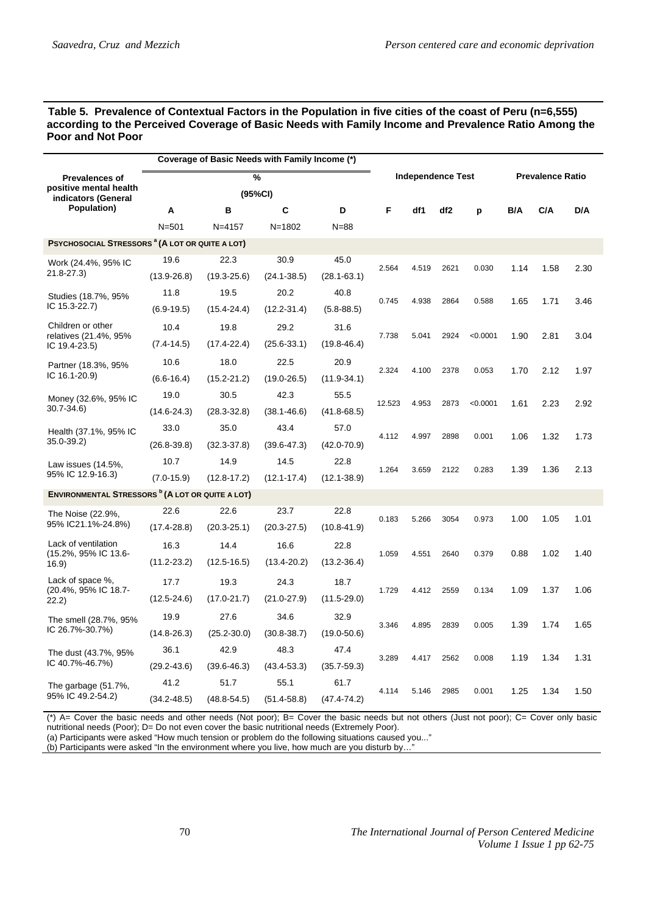**Table 5. Prevalence of Contextual Factors in the Population in five cities of the coast of Peru (n=6,555) according to the Perceived Coverage of Basic Needs with Family Income and Prevalence Ratio Among the Poor and Not Poor**

| Prevalences of positive mental health indicators (General Population) | Coverage of Basic Needs with Family Income (*) % (95%CI) | | | | Independence Test | | | | Prevalence Ratio | | |
|---|---|---|---|---|---|---|---|---|---|---|---|
| | A | B | C | D | F | df1 | df2 | p | B/A | C/A | D/A |
| | N=501 | N=4157 | N=1802 | N=88 | | | | | | | |
| **PSYCHOSOCIAL STRESSORS [a] (A LOT OR QUITE A LOT)** | | | | | | | | | | | |
| Work (24.4%, 95% IC 21.8-27.3) | 19.6 (13.9-26.8) | 22.3 (19.3-25.6) | 30.9 (24.1-38.5) | 45.0 (28.1-63.1) | 2.564 | 4.519 | 2621 | 0.030 | 1.14 | 1.58 | 2.30 |
| Studies (18.7%, 95% IC 15.3-22.7) | 11.8 (6.9-19.5) | 19.5 (15.4-24.4) | 20.2 (12.2-31.4) | 40.8 (5.8-88.5) | 0.745 | 4.938 | 2864 | 0.588 | 1.65 | 1.71 | 3.46 |
| Children or other relatives (21.4%, 95% IC 19.4-23.5) | 10.4 (7.4-14.5) | 19.8 (17.4-22.4) | 29.2 (25.6-33.1) | 31.6 (19.8-46.4) | 7.738 | 5.041 | 2924 | <0.0001 | 1.90 | 2.81 | 3.04 |
| Partner (18.3%, 95% IC 16.1-20.9) | 10.6 (6.6-16.4) | 18.0 (15.2-21.2) | 22.5 (19.0-26.5) | 20.9 (11.9-34.1) | 2.324 | 4.100 | 2378 | 0.053 | 1.70 | 2.12 | 1.97 |
| Money (32.6%, 95% IC 30.7-34.6) | 19.0 (14.6-24.3) | 30.5 (28.3-32.8) | 42.3 (38.1-46.6) | 55.5 (41.8-68.5) | 12.523 | 4.953 | 2873 | <0.0001 | 1.61 | 2.23 | 2.92 |
| Health (37.1%, 95% IC 35.0-39.2) | 33.0 (26.8-39.8) | 35.0 (32.3-37.8) | 43.4 (39.6-47.3) | 57.0 (42.0-70.9) | 4.112 | 4.997 | 2898 | 0.001 | 1.06 | 1.32 | 1.73 |
| Law issues (14.5%, 95% IC 12.9-16.3) | 10.7 (7.0-15.9) | 14.9 (12.8-17.2) | 14.5 (12.1-17.4) | 22.8 (12.1-38.9) | 1.264 | 3.659 | 2122 | 0.283 | 1.39 | 1.36 | 2.13 |
| **ENVIRONMENTAL STRESSORS [b] (A LOT OR QUITE A LOT)** | | | | | | | | | | | |
| The Noise (22.9%, 95% IC21.1%-24.8%) | 22.6 (17.4-28.8) | 22.6 (20.3-25.1) | 23.7 (20.3-27.5) | 22.8 (10.8-41.9) | 0.183 | 5.266 | 3054 | 0.973 | 1.00 | 1.05 | 1.01 |
| Lack of ventilation (15.2%, 95% IC 13.6-16.9) | 16.3 (11.2-23.2) | 14.4 (12.5-16.5) | 16.6 (13.4-20.2) | 22.8 (13.2-36.4) | 1.059 | 4.551 | 2640 | 0.379 | 0.88 | 1.02 | 1.40 |
| Lack of space %, (20.4%, 95% IC 18.7-22.2) | 17.7 (12.5-24.6) | 19.3 (17.0-21.7) | 24.3 (21.0-27.9) | 18.7 (11.5-29.0) | 1.729 | 4.412 | 2559 | 0.134 | 1.09 | 1.37 | 1.06 |
| The smell (28.7%, 95% IC 26.7%-30.7%) | 19.9 (14.8-26.3) | 27.6 (25.2-30.0) | 34.6 (30.8-38.7) | 32.9 (19.0-50.6) | 3.346 | 4.895 | 2839 | 0.005 | 1.39 | 1.74 | 1.65 |
| The dust (43.7%, 95% IC 40.7%-46.7%) | 36.1 (29.2-43.6) | 42.9 (39.6-46.3) | 48.3 (43.4-53.3) | 47.4 (35.7-59.3) | 3.289 | 4.417 | 2562 | 0.008 | 1.19 | 1.34 | 1.31 |
| The garbage (51.7%, 95% IC 49.2-54.2) | 41.2 (34.2-48.5) | 51.7 (48.8-54.5) | 55.1 (51.4-58.8) | 61.7 (47.4-74.2) | 4.114 | 5.146 | 2985 | 0.001 | 1.25 | 1.34 | 1.50 |

(*) A= Cover the basic needs and other needs (Not poor); B= Cover the basic needs but not others (Just not poor); C= Cover only basic nutritional needs (Poor); D= Do not even cover the basic nutritional needs (Extremely Poor).
(a) Participants were asked "How much tension or problem do the following situations caused you..."
(b) Participants were asked "In the environment where you live, how much are you disturb by…"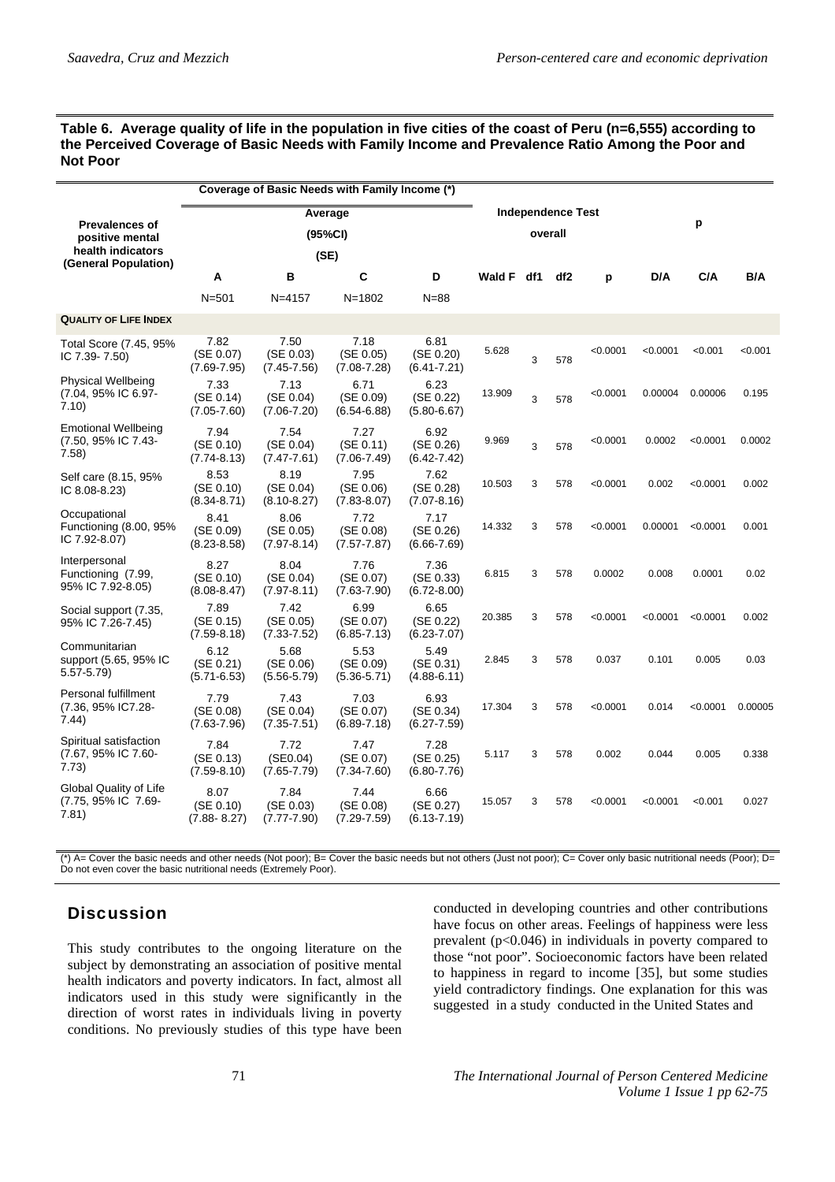**Table 6. Average quality of life in the population in five cities of the coast of Peru (n=6,555) according to the Perceived Coverage of Basic Needs with Family Income and Prevalence Ratio Among the Poor and Not Poor**

| Prevalences of positive mental health indicators (General Population) | Coverage of Basic Needs with Family Income (*) Average (95%CI) (SE) | | | | Independence Test overall | | | | p | | |
|---|---|---|---|---|---|---|---|---|---|---|---|
| | A | B | C | D | Wald F | df1 | df2 | p | D/A | C/A | B/A |
| | N=501 | N=4157 | N=1802 | N=88 | | | | | | | |
| **QUALITY OF LIFE INDEX** | | | | | | | | | | | |
| Total Score (7.45, 95% IC 7.39- 7.50) | 7.82 (SE 0.07) (7.69-7.95) | 7.50 (SE 0.03) (7.45-7.56) | 7.18 (SE 0.05) (7.08-7.28) | 6.81 (SE 0.20) (6.41-7.21) | 5.628 | 3 | 578 | <0.0001 | <0.0001 | <0.001 | <0.001 |
| Physical Wellbeing (7.04, 95% IC 6.97-7.10) | 7.33 (SE 0.14) (7.05-7.60) | 7.13 (SE 0.04) (7.06-7.20) | 6.71 (SE 0.09) (6.54-6.88) | 6.23 (SE 0.22) (5.80-6.67) | 13.909 | 3 | 578 | <0.0001 | 0.00004 | 0.00006 | 0.195 |
| Emotional Wellbeing (7.50, 95% IC 7.43-7.58) | 7.94 (SE 0.10) (7.74-8.13) | 7.54 (SE 0.04) (7.47-7.61) | 7.27 (SE 0.11) (7.06-7.49) | 6.92 (SE 0.26) (6.42-7.42) | 9.969 | 3 | 578 | <0.0001 | 0.0002 | <0.0001 | 0.0002 |
| Self care (8.15, 95% IC 8.08-8.23) | 8.53 (SE 0.10) (8.34-8.71) | 8.19 (SE 0.04) (8.10-8.27) | 7.95 (SE 0.06) (7.83-8.07) | 7.62 (SE 0.28) (7.07-8.16) | 10.503 | 3 | 578 | <0.0001 | 0.002 | <0.0001 | 0.002 |
| Occupational Functioning (8.00, 95% IC 7.92-8.07) | 8.41 (SE 0.09) (8.23-8.58) | 8.06 (SE 0.05) (7.97-8.14) | 7.72 (SE 0.08) (7.57-7.87) | 7.17 (SE 0.26) (6.66-7.69) | 14.332 | 3 | 578 | <0.0001 | 0.00001 | <0.0001 | 0.001 |
| Interpersonal Functioning (7.99, 95% IC 7.92-8.05) | 8.27 (SE 0.10) (8.08-8.47) | 8.04 (SE 0.04) (7.97-8.11) | 7.76 (SE 0.07) (7.63-7.90) | 7.36 (SE 0.33) (6.72-8.00) | 6.815 | 3 | 578 | 0.0002 | 0.008 | 0.0001 | 0.02 |
| Social support (7.35, 95% IC 7.26-7.45) | 7.89 (SE 0.15) (7.59-8.18) | 7.42 (SE 0.05) (7.33-7.52) | 6.99 (SE 0.07) (6.85-7.13) | 6.65 (SE 0.22) (6.23-7.07) | 20.385 | 3 | 578 | <0.0001 | <0.0001 | <0.0001 | 0.002 |
| Communitarian support (5.65, 95% IC 5.57-5.79) | 6.12 (SE 0.21) (5.71-6.53) | 5.68 (SE 0.06) (5.56-5.79) | 5.53 (SE 0.09) (5.36-5.71) | 5.49 (SE 0.31) (4.88-6.11) | 2.845 | 3 | 578 | 0.037 | 0.101 | 0.005 | 0.03 |
| Personal fulfillment (7.36, 95% IC7.28-7.44) | 7.79 (SE 0.08) (7.63-7.96) | 7.43 (SE 0.04) (7.35-7.51) | 7.03 (SE 0.07) (6.89-7.18) | 6.93 (SE 0.34) (6.27-7.59) | 17.304 | 3 | 578 | <0.0001 | 0.014 | <0.0001 | 0.00005 |
| Spiritual satisfaction (7.67, 95% IC 7.60-7.73) | 7.84 (SE 0.13) (7.59-8.10) | 7.72 (SE0.04) (7.65-7.79) | 7.47 (SE 0.07) (7.34-7.60) | 7.28 (SE 0.25) (6.80-7.76) | 5.117 | 3 | 578 | 0.002 | 0.044 | 0.005 | 0.338 |
| Global Quality of Life (7.75, 95% IC 7.69-7.81) | 8.07 (SE 0.10) (7.88- 8.27) | 7.84 (SE 0.03) (7.77-7.90) | 7.44 (SE 0.08) (7.29-7.59) | 6.66 (SE 0.27) (6.13-7.19) | 15.057 | 3 | 578 | <0.0001 | <0.0001 | <0.001 | 0.027 |

(*) A= Cover the basic needs and other needs (Not poor); B= Cover the basic needs but not others (Just not poor); C= Cover only basic nutritional needs (Poor); D= Do not even cover the basic nutritional needs (Extremely Poor).

## Discussion

This study contributes to the ongoing literature on the subject by demonstrating an association of positive mental health indicators and poverty indicators. In fact, almost all indicators used in this study were significantly in the direction of worst rates in individuals living in poverty conditions. No previously studies of this type have been conducted in developing countries and other contributions have focus on other areas. Feelings of happiness were less prevalent ($p<0.046$) in individuals in poverty compared to those "not poor". Socioeconomic factors have been related to happiness in regard to income [35], but some studies yield contradictory findings. One explanation for this was suggested in a study conducted in the United States and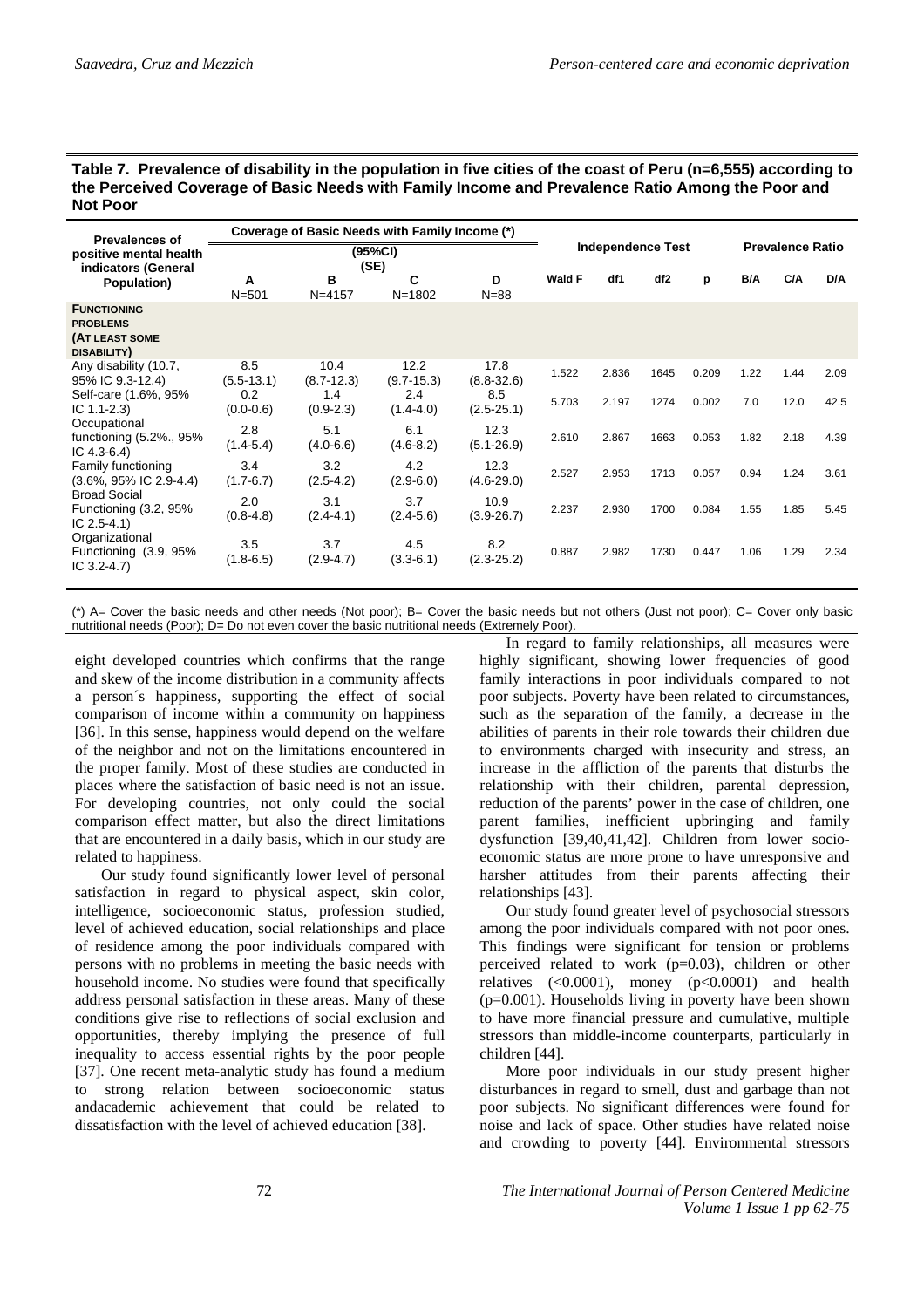**Table 7. Prevalence of disability in the population in five cities of the coast of Peru (n=6,555) according to the Perceived Coverage of Basic Needs with Family Income and Prevalence Ratio Among the Poor and Not Poor**

| Prevalences of positive mental health indicators (General Population) | Coverage of Basic Needs with Family Income (*) (95%CI) (SE) | | | | Independence Test | | | | Prevalence Ratio | | |
|---|---|---|---|---|---|---|---|---|---|---|---|
| | A N=501 | B N=4157 | C N=1802 | D N=88 | Wald F | df1 | df2 | p | B/A | C/A | D/A |
| **FUNCTIONING PROBLEMS (AT LEAST SOME DISABILITY)** | | | | | | | | | | | |
| Any disability (10.7, 95% IC 9.3-12.4) | 8.5 (5.5-13.1) | 10.4 (8.7-12.3) | 12.2 (9.7-15.3) | 17.8 (8.8-32.6) | 1.522 | 2.836 | 1645 | 0.209 | 1.22 | 1.44 | 2.09 |
| Self-care (1.6%, 95% IC 1.1-2.3) | 0.2 (0.0-0.6) | 1.4 (0.9-2.3) | 2.4 (1.4-4.0) | 8.5 (2.5-25.1) | 5.703 | 2.197 | 1274 | 0.002 | 7.0 | 12.0 | 42.5 |
| Occupational functioning (5.2%., 95% IC 4.3-6.4) | 2.8 (1.4-5.4) | 5.1 (4.0-6.6) | 6.1 (4.6-8.2) | 12.3 (5.1-26.9) | 2.610 | 2.867 | 1663 | 0.053 | 1.82 | 2.18 | 4.39 |
| Family functioning (3.6%, 95% IC 2.9-4.4) | 3.4 (1.7-6.7) | 3.2 (2.5-4.2) | 4.2 (2.9-6.0) | 12.3 (4.6-29.0) | 2.527 | 2.953 | 1713 | 0.057 | 0.94 | 1.24 | 3.61 |
| Broad Social Functioning (3.2, 95% IC 2.5-4.1) | 2.0 (0.8-4.8) | 3.1 (2.4-4.1) | 3.7 (2.4-5.6) | 10.9 (3.9-26.7) | 2.237 | 2.930 | 1700 | 0.084 | 1.55 | 1.85 | 5.45 |
| Organizational Functioning (3.9, 95% IC 3.2-4.7) | 3.5 (1.8-6.5) | 3.7 (2.9-4.7) | 4.5 (3.3-6.1) | 8.2 (2.3-25.2) | 0.887 | 2.982 | 1730 | 0.447 | 1.06 | 1.29 | 2.34 |

(*) A= Cover the basic needs and other needs (Not poor); B= Cover the basic needs but not others (Just not poor); C= Cover only basic nutritional needs (Poor); D= Do not even cover the basic nutritional needs (Extremely Poor).

eight developed countries which confirms that the range and skew of the income distribution in a community affects a person´s happiness, supporting the effect of social comparison of income within a community on happiness [36]. In this sense, happiness would depend on the welfare of the neighbor and not on the limitations encountered in the proper family. Most of these studies are conducted in places where the satisfaction of basic need is not an issue. For developing countries, not only could the social comparison effect matter, but also the direct limitations that are encountered in a daily basis, which in our study are related to happiness.

Our study found significantly lower level of personal satisfaction in regard to physical aspect, skin color, intelligence, socioeconomic status, profession studied, level of achieved education, social relationships and place of residence among the poor individuals compared with persons with no problems in meeting the basic needs with household income. No studies were found that specifically address personal satisfaction in these areas. Many of these conditions give rise to reflections of social exclusion and opportunities, thereby implying the presence of full inequality to access essential rights by the poor people [37]. One recent meta-analytic study has found a medium to strong relation between socioeconomic status andacademic achievement that could be related to dissatisfaction with the level of achieved education [38].

In regard to family relationships, all measures were highly significant, showing lower frequencies of good family interactions in poor individuals compared to not poor subjects. Poverty have been related to circumstances, such as the separation of the family, a decrease in the abilities of parents in their role towards their children due to environments charged with insecurity and stress, an increase in the affliction of the parents that disturbs the relationship with their children, parental depression, reduction of the parents' power in the case of children, one parent families, inefficient upbringing and family dysfunction [39,40,41,42]. Children from lower socio-economic status are more prone to have unresponsive and harsher attitudes from their parents affecting their relationships [43].

Our study found greater level of psychosocial stressors among the poor individuals compared with not poor ones. This findings were significant for tension or problems perceived related to work ($p=0.03$), children or other relatives ($<0.0001$), money ($p<0.0001$) and health ($p=0.001$). Households living in poverty have been shown to have more financial pressure and cumulative, multiple stressors than middle-income counterparts, particularly in children [44].

More poor individuals in our study present higher disturbances in regard to smell, dust and garbage than not poor subjects. No significant differences were found for noise and lack of space. Other studies have related noise and crowding to poverty [44]. Environmental stressors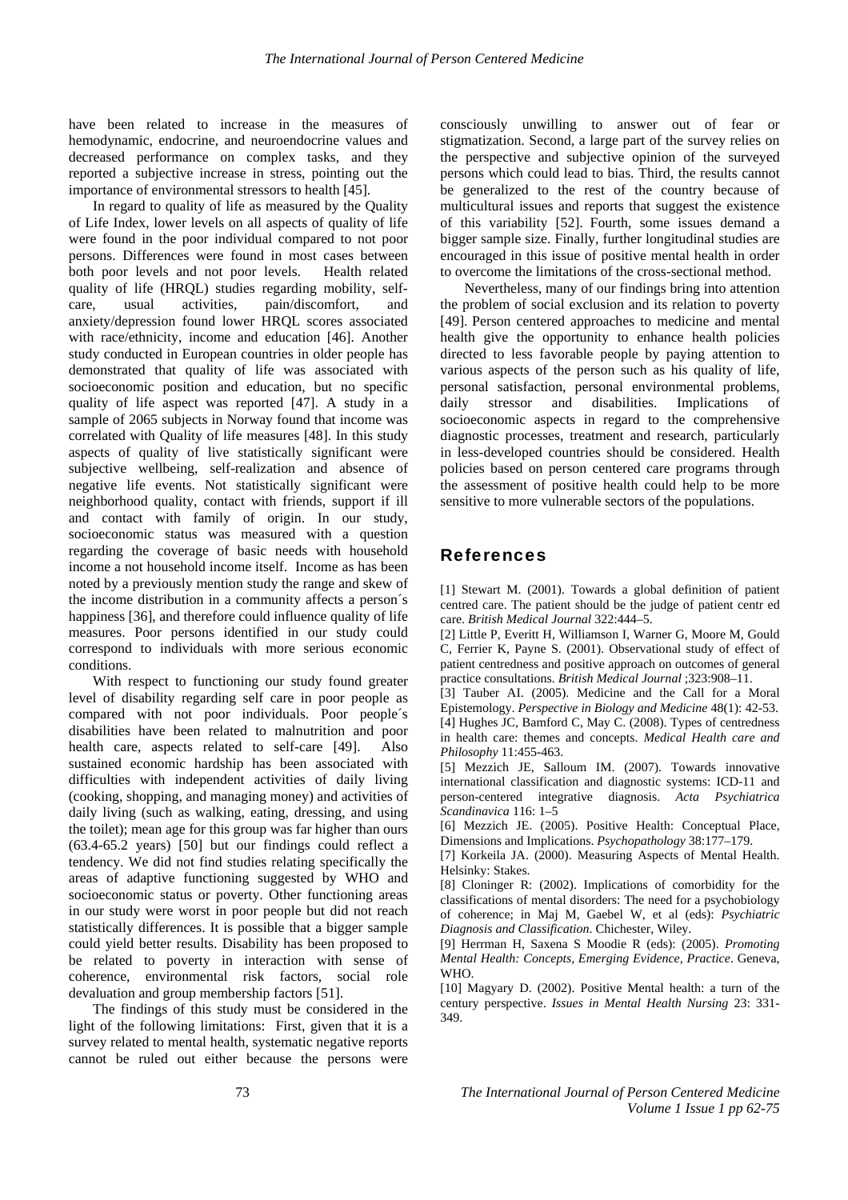have been related to increase in the measures of hemodynamic, endocrine, and neuroendocrine values and decreased performance on complex tasks, and they reported a subjective increase in stress, pointing out the importance of environmental stressors to health [45].

In regard to quality of life as measured by the Quality of Life Index, lower levels on all aspects of quality of life were found in the poor individual compared to not poor persons. Differences were found in most cases between both poor levels and not poor levels. Health related quality of life (HRQL) studies regarding mobility, self-care, usual activities, pain/discomfort, and anxiety/depression found lower HRQL scores associated with race/ethnicity, income and education [46]. Another study conducted in European countries in older people has demonstrated that quality of life was associated with socioeconomic position and education, but no specific quality of life aspect was reported [47]. A study in a sample of 2065 subjects in Norway found that income was correlated with Quality of life measures [48]. In this study aspects of quality of live statistically significant were subjective wellbeing, self-realization and absence of negative life events. Not statistically significant were neighborhood quality, contact with friends, support if ill and contact with family of origin. In our study, socioeconomic status was measured with a question regarding the coverage of basic needs with household income a not household income itself. Income as has been noted by a previously mention study the range and skew of the income distribution in a community affects a person´s happiness [36], and therefore could influence quality of life measures. Poor persons identified in our study could correspond to individuals with more serious economic conditions.

With respect to functioning our study found greater level of disability regarding self care in poor people as compared with not poor individuals. Poor people´s disabilities have been related to malnutrition and poor health care, aspects related to self-care [49]. Also sustained economic hardship has been associated with difficulties with independent activities of daily living (cooking, shopping, and managing money) and activities of daily living (such as walking, eating, dressing, and using the toilet); mean age for this group was far higher than ours (63.4-65.2 years) [50] but our findings could reflect a tendency. We did not find studies relating specifically the areas of adaptive functioning suggested by WHO and socioeconomic status or poverty. Other functioning areas in our study were worst in poor people but did not reach statistically differences. It is possible that a bigger sample could yield better results. Disability has been proposed to be related to poverty in interaction with sense of coherence, environmental risk factors, social role devaluation and group membership factors [51].

The findings of this study must be considered in the light of the following limitations: First, given that it is a survey related to mental health, systematic negative reports cannot be ruled out either because the persons were consciously unwilling to answer out of fear or stigmatization. Second, a large part of the survey relies on the perspective and subjective opinion of the surveyed persons which could lead to bias. Third, the results cannot be generalized to the rest of the country because of multicultural issues and reports that suggest the existence of this variability [52]. Fourth, some issues demand a bigger sample size. Finally, further longitudinal studies are encouraged in this issue of positive mental health in order to overcome the limitations of the cross-sectional method.

Nevertheless, many of our findings bring into attention the problem of social exclusion and its relation to poverty [49]. Person centered approaches to medicine and mental health give the opportunity to enhance health policies directed to less favorable people by paying attention to various aspects of the person such as his quality of life, personal satisfaction, personal environmental problems, daily stressor and disabilities. Implications of socioeconomic aspects in regard to the comprehensive diagnostic processes, treatment and research, particularly in less-developed countries should be considered. Health policies based on person centered care programs through the assessment of positive health could help to be more sensitive to more vulnerable sectors of the populations.

## References

[1] Stewart M. (2001). Towards a global definition of patient centred care. The patient should be the judge of patient centr ed care. *British Medical Journal* 322:444–5.

[2] Little P, Everitt H, Williamson I, Warner G, Moore M, Gould C, Ferrier K, Payne S. (2001). Observational study of effect of patient centredness and positive approach on outcomes of general practice consultations. *British Medical Journal* ;323:908–11.

[3] Tauber AI. (2005). Medicine and the Call for a Moral Epistemology. *Perspective in Biology and Medicine* 48(1): 42-53.

[4] Hughes JC, Bamford C, May C. (2008). Types of centredness in health care: themes and concepts. *Medical Health care and Philosophy* 11:455-463.

[5] Mezzich JE, Salloum IM. (2007). Towards innovative international classification and diagnostic systems: ICD-11 and person-centered integrative diagnosis. *Acta Psychiatrica Scandinavica* 116: 1–5

[6] Mezzich JE. (2005). Positive Health: Conceptual Place, Dimensions and Implications. *Psychopathology* 38:177–179.

[7] Korkeila JA. (2000). Measuring Aspects of Mental Health. Helsinky: Stakes.

[8] Cloninger R: (2002). Implications of comorbidity for the classifications of mental disorders: The need for a psychobiology of coherence; in Maj M, Gaebel W, et al (eds): *Psychiatric Diagnosis and Classification*. Chichester, Wiley.

[9] Herrman H, Saxena S Moodie R (eds): (2005). *Promoting Mental Health: Concepts, Emerging Evidence, Practice*. Geneva, WHO.

[10] Magyary D. (2002). Positive Mental health: a turn of the century perspective. *Issues in Mental Health Nursing* 23: 331-349.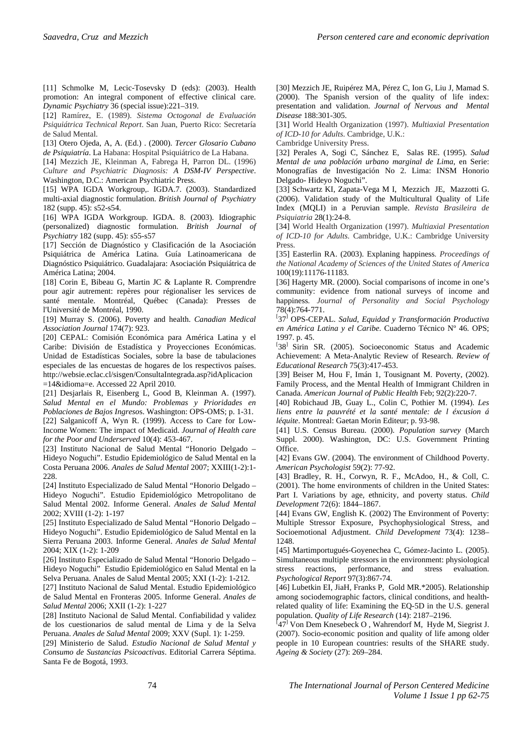[11] Schmolke M, Lecic-Tosevsky D (eds): (2003). Health promotion: An integral component of effective clinical care. *Dynamic Psychiatry* 36 (special issue):221–319.

[12] Ramírez, E. (1989). *Sistema Octogonal de Evaluación Psiquiátrica Technical Report*. San Juan, Puerto Rico: Secretaría de Salud Mental.

[13] Otero Ojeda, A, A. (Ed.) . (2000). *Tercer Glosario Cubano de Psiquiatría*. La Habana: Hospital Psiquiátrico de La Habana.

[14] Mezzich JE, Kleinman A, Fabrega H, Parron DL. (1996) *Culture and Psychiatric Diagnosis: A DSM-IV Perspective*. Washington, D.C.: American Psychiatric Press.

[15] WPA IGDA Workgroup,. IGDA.7. (2003). Standardized multi-axial diagnostic formulation. *British Journal of Psychiatry* 182 (supp. 45): s52-s54.

[16] WPA IGDA Workgroup. IGDA. 8. (2003). Idiographic (personalized) diagnostic formulation. *British Journal of Psychiatry* 182 (supp. 45): s55-s57

[17] Sección de Diagnóstico y Clasificación de la Asociación Psiquiátrica de América Latina. Guía Latinoamericana de Diagnóstico Psiquiátrico. Guadalajara: Asociación Psiquiátrica de América Latina; 2004.

[18] Corin E, Bibeau G, Martin JC & Laplante R. Comprendre pour agir autrement: repères pour régionaliser les services de santé mentale. Montréal, Québec (Canada): Presses de l'Université de Montréal, 1990.

[19] Murray S. (2006). Poverty and health. *Canadian Medical Association Journal* 174(7): 923.

[20] CEPAL: Comisión Económica para América Latina y el Caribe: División de Estadística y Proyecciones Económicas. Unidad de Estadísticas Sociales, sobre la base de tabulaciones especiales de las encuestas de hogares de los respectivos países. http://websie.eclac.cl/sisgen/ConsultaIntegrada.asp?idAplicacion =14&idioma=e. Accessed 22 April 2010.

[21] Desjarlais R, Eisenberg L, Good B, Kleinman A. (1997). *Salud Mental en el Mundo: Problemas y Prioridades en Poblaciones de Bajos Ingresos*. Washington: OPS-OMS; p. 1-31.

[22] Salganicoff A, Wyn R. (1999). Access to Care for Low-Income Women: The impact of Medicaid. *Journal of Health care for the Poor and Underserved* 10(4): 453-467.

[23] Instituto Nacional de Salud Mental "Honorio Delgado – Hideyo Noguchi". Estudio Epidemiológico de Salud Mental en la Costa Peruana 2006. *Anales de Salud Mental* 2007; XXIII(1-2):1-228.

[24] Instituto Especializado de Salud Mental "Honorio Delgado – Hideyo Noguchi". Estudio Epidemiológico Metropolitano de Salud Mental 2002. Informe General. *Anales de Salud Mental* 2002; XVIII (1-2): 1-197

[25] Instituto Especializado de Salud Mental "Honorio Delgado – Hideyo Noguchi". Estudio Epidemiológico de Salud Mental en la Sierra Peruana 2003. Informe General. *Anales de Salud Mental* 2004; XIX (1-2): 1-209

[26] Instituto Especializado de Salud Mental "Honorio Delgado – Hideyo Noguchi" Estudio Epidemiológico en Salud Mental en la Selva Peruana. Anales de Salud Mental 2005; XXI (1-2): 1-212.

[27] Instituto Nacional de Salud Mental. Estudio Epidemiológico de Salud Mental en Fronteras 2005. Informe General. *Anales de Salud Mental* 2006; XXII (1-2): 1-227

[28] Instituto Nacional de Salud Mental. Confiabilidad y validez de los cuestionarios de salud mental de Lima y de la Selva Peruana. *Anales de Salud Mental* 2009; XXV (Supl. 1): 1-259.

[29] Ministerio de Salud. *Estudio Nacional de Salud Mental y Consumo de Sustancias Psicoactivas*. Editorial Carrera Séptima. Santa Fe de Bogotá, 1993.

[30] Mezzich JE, Ruipérez MA, Pérez C, Ion G, Liu J, Mamad S. (2000). The Spanish version of the quality of life index: presentation and validation. *Journal of Nervous and Mental Disease* 188:301-305.

[31] World Health Organization (1997). *Multiaxial Presentation of ICD-10 for Adults*. Cambridge, U.K.: Cambridge University Press.

[32] Perales A, Sogi C, Sánchez E, Salas RE. (1995). *Salud Mental de una población urbano marginal de Lima*, en Serie: Monografías de Investigación No 2. Lima: INSM Honorio Delgado- Hideyo Noguchi".

[33] Schwartz KI, Zapata-Vega M I, Mezzich JE, Mazzotti G. (2006). Validation study of the Multicultural Quality of Life Index (MQLI) in a Peruvian sample. *Revista Brasileira de Psiquiatria* 28(1):24-8.

[34] World Health Organization (1997). *Multiaxial Presentation of ICD-10 for Adults*. Cambridge, U.K.: Cambridge University Press.

[35] Easterlin RA. (2003). Explaning happiness. *Proceedings of the National Academy of Sciences of the United States of America* 100(19):11176-11183.

[36] Hagerty MR. (2000). Social comparisons of income in one's community: evidence from national surveys of income and happiness. *Journal of Personality and Social Psychology* 78(4):764-771.

[37] OPS-CEPAL. *Salud, Equidad y Transformación Productiva en América Latina y el Caribe*. Cuaderno Técnico Nº 46. OPS; 1997. p. 45.

[38] Sirin SR. (2005). Socioeconomic Status and Academic Achievement: A Meta-Analytic Review of Research. *Review of Educational Research* 75(3):417-453.

[39] Beiser M, Hou F, Imán 1, Tousignant M. Poverty, (2002). Family Process, and the Mental Health of Immigrant Children in Canada. *American Journal of Public Health* Feb; 92(2):220-7.

[40] Robichaud JB, Guay L., Colin C, Pothier M. (1994). *Les liens entre la pauvrété et la santé mentale: de l éxcusion á léquite*. Montreal: Gaetan Morin Editeur; p. 93-98.

[41] U.S. Census Bureau. (2000). *Population survey* (March Suppl. 2000). Washington, DC: U.S. Government Printing Office.

[42] Evans GW. (2004). The environment of Childhood Poverty. *American Psychologist* 59(2): 77-92.

[43] Bradley, R. H., Corwyn, R. F., McAdoo, H., & Coll, C. (2001). The home environments of children in the United States: Part I. Variations by age, ethnicity, and poverty status. *Child Development* 72(6): 1844–1867.

[44] Evans GW, English K. (2002) The Environment of Poverty: Multiple Stressor Exposure, Psychophysiological Stress, and Socioemotional Adjustment. *Child Development* 73(4): 1238–1248.

[45] Martimportugués-Goyenechea C, Gómez-Jacinto L. (2005). Simultaneous multiple stressors in the environment: physiological stress reactions, performance, and stress evaluation. *Psychological Report* 97(3):867-74.

[46] Lubetkin EI, JiaH, Franks P, Gold MR.*2005). Relationship among sociodemographic factors, clinical conditions, and health-related quality of life: Examining the EQ-5D in the U.S. general population. *Quality of Life Research* (14): 2187–2196.

[47] Von Dem Knesebeck O , Wahrendorf M, Hyde M, Siegrist J. (2007). Socio-economic position and quality of life among older people in 10 European countries: results of the SHARE study. *Ageing & Society* (27): 269–284.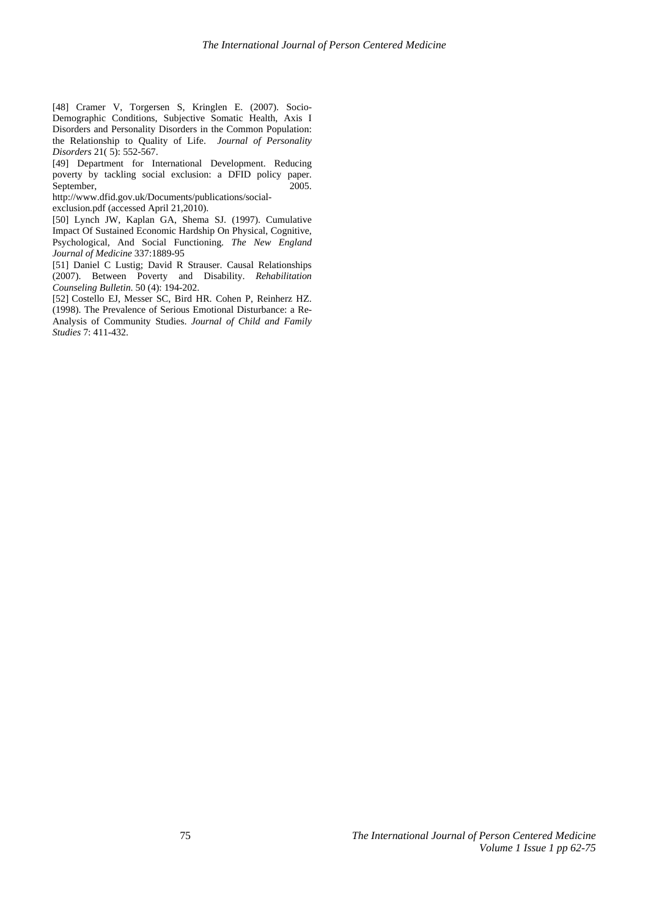[48] Cramer V, Torgersen S, Kringlen E. (2007). Socio-Demographic Conditions, Subjective Somatic Health, Axis I Disorders and Personality Disorders in the Common Population: the Relationship to Quality of Life. *Journal of Personality Disorders* 21( 5): 552-567.

[49] Department for International Development. Reducing poverty by tackling social exclusion: a DFID policy paper. September, 2005. http://www.dfid.gov.uk/Documents/publications/social-exclusion.pdf (accessed April 21,2010).

[50] Lynch JW, Kaplan GA, Shema SJ. (1997). Cumulative Impact Of Sustained Economic Hardship On Physical, Cognitive, Psychological, And Social Functioning. *The New England Journal of Medicine* 337:1889-95

[51] Daniel C Lustig; David R Strauser. Causal Relationships (2007). Between Poverty and Disability. *Rehabilitation Counseling Bulletin.* 50 (4): 194-202.

[52] Costello EJ, Messer SC, Bird HR. Cohen P, Reinherz HZ. (1998). The Prevalence of Serious Emotional Disturbance: a Re-Analysis of Community Studies. *Journal of Child and Family Studies* 7: 411-432.